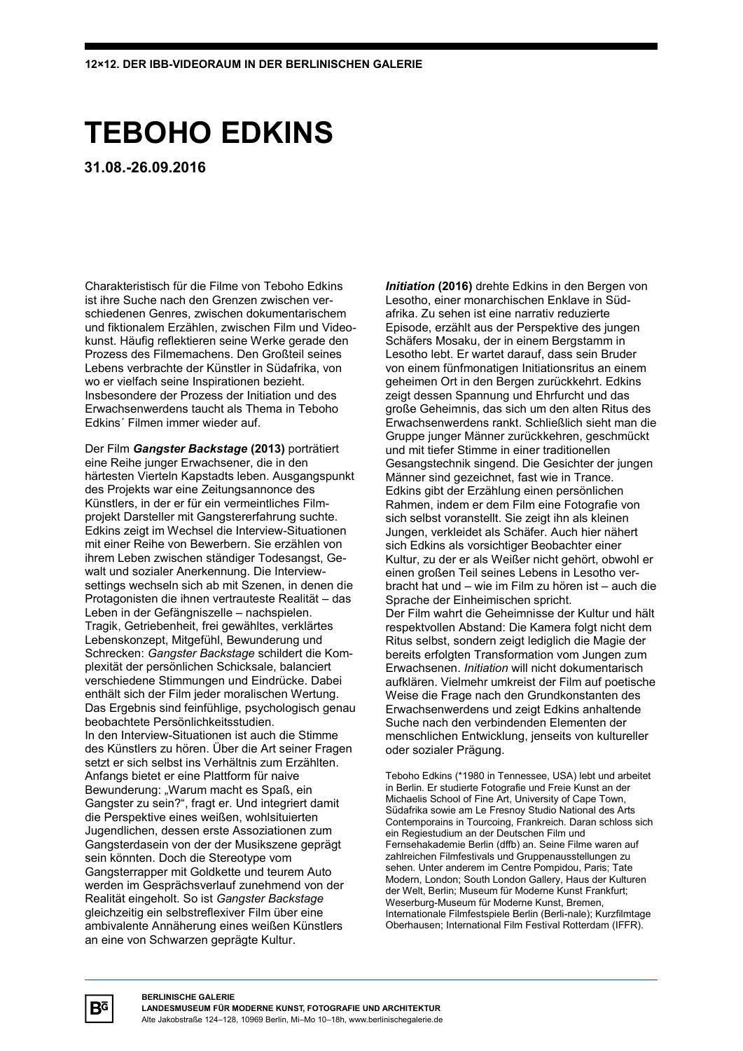12×12. DER IBB-VIDEORAUM IN DER BERLINISCHEN GALERIE

# TEBOHO EDKINS

**31.08.-26.09.2016**

Charakteristisch für die Filme von Teboho Edkins ist ihre Suche nach den Grenzen zwischen verschiedenen Genres, zwischen dokumentarischem und fiktionalem Erzählen, zwischen Film und Videokunst. Häufig reflektieren seine Werke gerade den Prozess des Filmemachens. Den Großteil seines Lebens verbrachte der Künstler in Südafrika, von wo er vielfach seine Inspirationen bezieht. Insbesondere der Prozess der Initiation und des Erwachsenwerdens taucht als Thema in Teboho Edkins´ Filmen immer wieder auf.

Der Film ***Gangster Backstage*** **(2013)** porträtiert eine Reihe junger Erwachsener, die in den härtesten Vierteln Kapstadts leben. Ausgangspunkt des Projekts war eine Zeitungsannonce des Künstlers, in der er für ein vermeintliches Filmprojekt Darsteller mit Gangstererfahrung suchte. Edkins zeigt im Wechsel die Interview-Situationen mit einer Reihe von Bewerbern. Sie erzählen von ihrem Leben zwischen ständiger Todesangst, Gewalt und sozialer Anerkennung. Die Interviewsettings wechseln sich ab mit Szenen, in denen die Protagonisten die ihnen vertrauteste Realität – das Leben in der Gefängniszelle – nachspielen. Tragik, Getriebenheit, frei gewähltes, verklärtes Lebenskonzept, Mitgefühl, Bewunderung und Schrecken: *Gangster Backstage* schildert die Komplexität der persönlichen Schicksale, balanciert verschiedene Stimmungen und Eindrücke. Dabei enthält sich der Film jeder moralischen Wertung. Das Ergebnis sind feinfühlige, psychologisch genau beobachtete Persönlichkeitsstudien.
In den Interview-Situationen ist auch die Stimme des Künstlers zu hören. Über die Art seiner Fragen setzt er sich selbst ins Verhältnis zum Erzählten. Anfangs bietet er eine Plattform für naive Bewunderung: „Warum macht es Spaß, ein Gangster zu sein?“, fragt er. Und integriert damit die Perspektive eines weißen, wohlsituierten Jugendlichen, dessen erste Assoziationen zum Gangsterdasein von der der Musikszene geprägt sein könnten. Doch die Stereotype vom Gangsterrapper mit Goldkette und teurem Auto werden im Gesprächsverlauf zunehmend von der Realität eingeholt. So ist *Gangster Backstage* gleichzeitig ein selbstreflexiver Film über eine ambivalente Annäherung eines weißen Künstlers an eine von Schwarzen geprägte Kultur.

***Initiation*** **(2016)** drehte Edkins in den Bergen von Lesotho, einer monarchischen Enklave in Südafrika. Zu sehen ist eine narrativ reduzierte Episode, erzählt aus der Perspektive des jungen Schäfers Mosaku, der in einem Bergstamm in Lesotho lebt. Er wartet darauf, dass sein Bruder von einem fünfmonatigen Initiationsritus an einem geheimen Ort in den Bergen zurückkehrt. Edkins zeigt dessen Spannung und Ehrfurcht und das große Geheimnis, das sich um den alten Ritus des Erwachsenwerdens rankt. Schließlich sieht man die Gruppe junger Männer zurückkehren, geschmückt und mit tiefer Stimme in einer traditionellen Gesangstechnik singend. Die Gesichter der jungen Männer sind gezeichnet, fast wie in Trance. Edkins gibt der Erzählung einen persönlichen Rahmen, indem er dem Film eine Fotografie von sich selbst voranstellt. Sie zeigt ihn als kleinen Jungen, verkleidet als Schäfer. Auch hier nähert sich Edkins als vorsichtiger Beobachter einer Kultur, zu der er als Weißer nicht gehört, obwohl er einen großen Teil seines Lebens in Lesotho verbracht hat und – wie im Film zu hören ist – auch die Sprache der Einheimischen spricht.
Der Film wahrt die Geheimnisse der Kultur und hält respektvollen Abstand: Die Kamera folgt nicht dem Ritus selbst, sondern zeigt lediglich die Magie der bereits erfolgten Transformation vom Jungen zum Erwachsenen. *Initiation* will nicht dokumentarisch aufklären. Vielmehr umkreist der Film auf poetische Weise die Frage nach den Grundkonstanten des Erwachsenwerdens und zeigt Edkins anhaltende Suche nach den verbindenden Elementen der menschlichen Entwicklung, jenseits von kultureller oder sozialer Prägung.

Teboho Edkins (*1980 in Tennessee, USA) lebt und arbeitet in Berlin. Er studierte Fotografie und Freie Kunst an der Michaelis School of Fine Art, University of Cape Town, Südafrika sowie am Le Fresnoy Studio National des Arts Contemporains in Tourcoing, Frankreich. Daran schloss sich ein Regiestudium an der Deutschen Film und Fernsehakademie Berlin (dffb) an. Seine Filme waren auf zahlreichen Filmfestivals und Gruppenausstellungen zu sehen. Unter anderem im Centre Pompidou, Paris; Tate Modern, London; South London Gallery, Haus der Kulturen der Welt, Berlin; Museum für Moderne Kunst Frankfurt; Weserburg-Museum für Moderne Kunst, Bremen, Internationale Filmfestspiele Berlin (Berli-nale); Kurzfilmtage Oberhausen; International Film Festival Rotterdam (IFFR).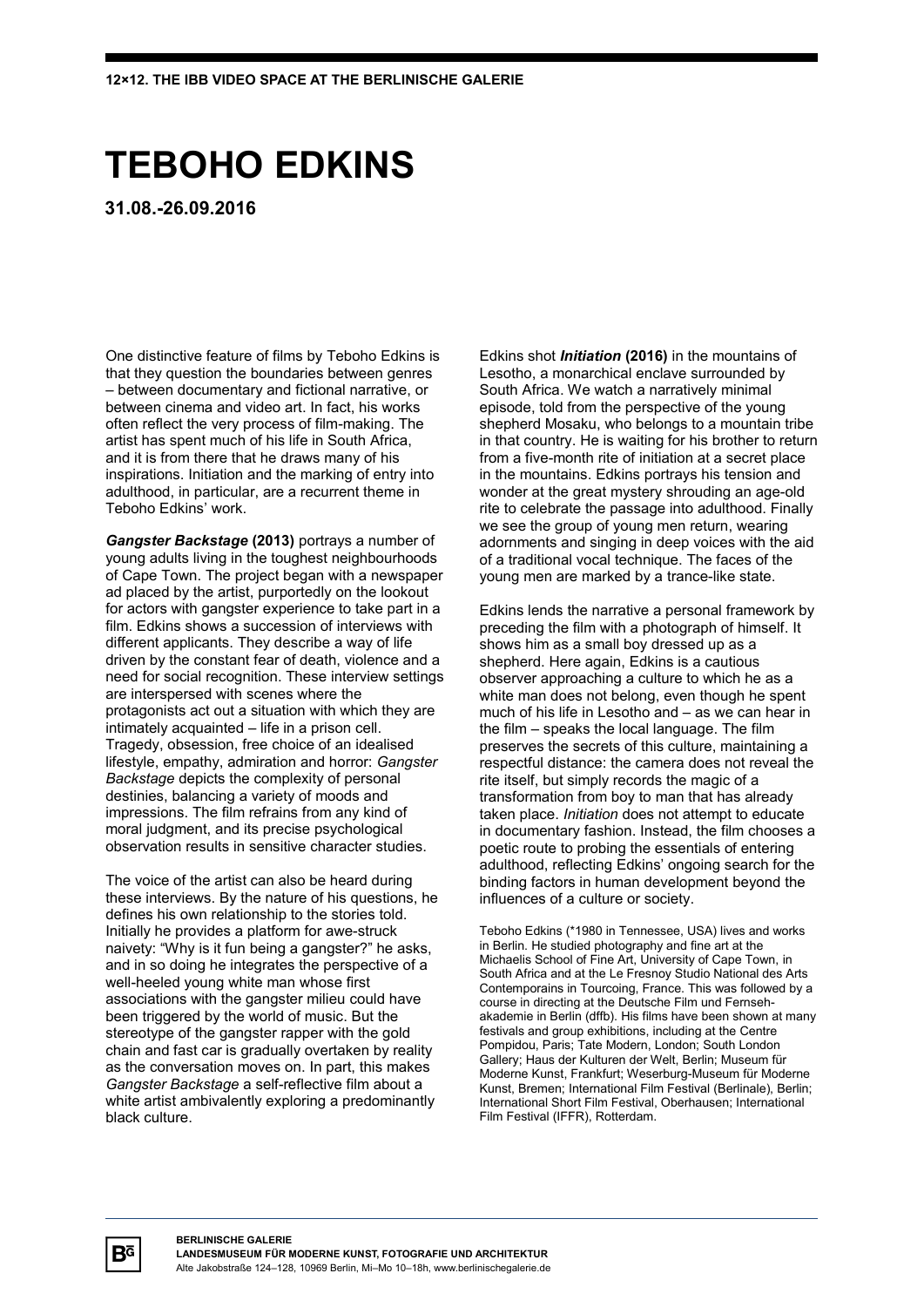**12×12. THE IBB VIDEO SPACE AT THE BERLINISCHE GALERIE**

# TEBOHO EDKINS

**31.08.-26.09.2016**

One distinctive feature of films by Teboho Edkins is that they question the boundaries between genres – between documentary and fictional narrative, or between cinema and video art. In fact, his works often reflect the very process of film-making. The artist has spent much of his life in South Africa, and it is from there that he draws many of his inspirations. Initiation and the marking of entry into adulthood, in particular, are a recurrent theme in Teboho Edkins' work.

***Gangster Backstage*** **(2013)** portrays a number of young adults living in the toughest neighbourhoods of Cape Town. The project began with a newspaper ad placed by the artist, purportedly on the lookout for actors with gangster experience to take part in a film. Edkins shows a succession of interviews with different applicants. They describe a way of life driven by the constant fear of death, violence and a need for social recognition. These interview settings are interspersed with scenes where the protagonists act out a situation with which they are intimately acquainted – life in a prison cell. Tragedy, obsession, free choice of an idealised lifestyle, empathy, admiration and horror: *Gangster Backstage* depicts the complexity of personal destinies, balancing a variety of moods and impressions. The film refrains from any kind of moral judgment, and its precise psychological observation results in sensitive character studies.

The voice of the artist can also be heard during these interviews. By the nature of his questions, he defines his own relationship to the stories told. Initially he provides a platform for awe-struck naivety: "Why is it fun being a gangster?" he asks, and in so doing he integrates the perspective of a well-heeled young white man whose first associations with the gangster milieu could have been triggered by the world of music. But the stereotype of the gangster rapper with the gold chain and fast car is gradually overtaken by reality as the conversation moves on. In part, this makes *Gangster Backstage* a self-reflective film about a white artist ambivalently exploring a predominantly black culture.

Edkins shot ***Initiation*** **(2016)** in the mountains of Lesotho, a monarchical enclave surrounded by South Africa. We watch a narratively minimal episode, told from the perspective of the young shepherd Mosaku, who belongs to a mountain tribe in that country. He is waiting for his brother to return from a five-month rite of initiation at a secret place in the mountains. Edkins portrays his tension and wonder at the great mystery shrouding an age-old rite to celebrate the passage into adulthood. Finally we see the group of young men return, wearing adornments and singing in deep voices with the aid of a traditional vocal technique. The faces of the young men are marked by a trance-like state.

Edkins lends the narrative a personal framework by preceding the film with a photograph of himself. It shows him as a small boy dressed up as a shepherd. Here again, Edkins is a cautious observer approaching a culture to which he as a white man does not belong, even though he spent much of his life in Lesotho and – as we can hear in the film – speaks the local language. The film preserves the secrets of this culture, maintaining a respectful distance: the camera does not reveal the rite itself, but simply records the magic of a transformation from boy to man that has already taken place. *Initiation* does not attempt to educate in documentary fashion. Instead, the film chooses a poetic route to probing the essentials of entering adulthood, reflecting Edkins' ongoing search for the binding factors in human development beyond the influences of a culture or society.

Teboho Edkins (*1980 in Tennessee, USA) lives and works in Berlin. He studied photography and fine art at the Michaelis School of Fine Art, University of Cape Town, in South Africa and at the Le Fresnoy Studio National des Arts Contemporains in Tourcoing, France. This was followed by a course in directing at the Deutsche Film und Fernsehakademie in Berlin (dffb). His films have been shown at many festivals and group exhibitions, including at the Centre Pompidou, Paris; Tate Modern, London; South London Gallery; Haus der Kulturen der Welt, Berlin; Museum für Moderne Kunst, Frankfurt; Weserburg-Museum für Moderne Kunst, Bremen; International Film Festival (Berlinale), Berlin; International Short Film Festival, Oberhausen; International Film Festival (IFFR), Rotterdam.

**BERLINISCHE GALERIE**
**LANDESMUSEUM FÜR MODERNE KUNST, FOTOGRAFIE UND ARCHITEKTUR**
Alte Jakobstraße 124–128, 10969 Berlin, Mi–Mo 10–18h, www.berlinischegalerie.de